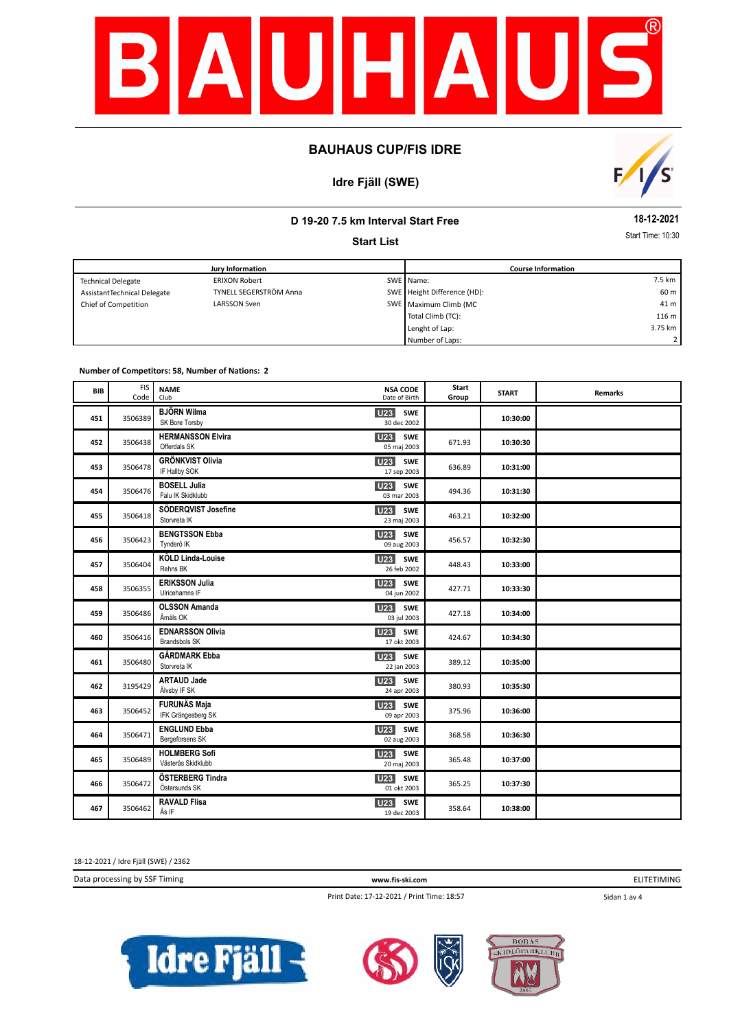# BAUHAUS CUP/FIS IDRE

## Idre Fjäll (SWE)

### D 19-20 7.5 km Interval Start Free

**18-12-2021**

### Start List

Start Time: 10:30

| Jury Information | | | Course Information | |
|---|---|---|---|---|
| Technical Delegate | ERIXON Robert | SWE | Name: | 7.5 km |
| AssistantTechnical Delegate | TYNELL SEGERSTRÖM Anna | SWE | Height Difference (HD): | 60 m |
| Chief of Competition | LARSSON Sven | SWE | Maximum Climb (MC | 41 m |
| | | | Total Climb (TC): | 116 m |
| | | | Lenght of Lap: | 3.75 km |
| | | | Number of Laps: | 2 |

**Number of Competitors: 58, Number of Nations: 2**

| BIB | FIS Code | NAME / Club | NSA CODE / Date of Birth | Start Group | START | Remarks |
|---|---|---|---|---|---|---|
| 451 | 3506389 | BJÖRN Wilma / SK Bore Torsby | U23 SWE / 30 dec 2002 | | 10:30:00 | |
| 452 | 3506438 | HERMANSSON Elvira / Offerdals SK | U23 SWE / 05 maj 2003 | 671.93 | 10:30:30 | |
| 453 | 3506478 | GRÖNKVIST Olivia / IF Hallby SOK | U23 SWE / 17 sep 2003 | 636.89 | 10:31:00 | |
| 454 | 3506476 | BOSELL Julia / Falu IK Skidklubb | U23 SWE / 03 mar 2003 | 494.36 | 10:31:30 | |
| 455 | 3506418 | SÖDERQVIST Josefine / Storvreta IK | U23 SWE / 23 maj 2003 | 463.21 | 10:32:00 | |
| 456 | 3506423 | BENGTSSON Ebba / Tynderö IK | U23 SWE / 09 aug 2003 | 456.57 | 10:32:30 | |
| 457 | 3506404 | KÖLD Linda-Louise / Rehns BK | U23 SWE / 26 feb 2002 | 448.43 | 10:33:00 | |
| 458 | 3506355 | ERIKSSON Julia / Ulricehamns IF | U23 SWE / 04 jun 2002 | 427.71 | 10:33:30 | |
| 459 | 3506486 | OLSSON Amanda / Åmåls OK | U23 SWE / 03 jul 2003 | 427.18 | 10:34:00 | |
| 460 | 3506416 | EDNARSSON Olivia / Brandsbols SK | U23 SWE / 17 okt 2003 | 424.67 | 10:34:30 | |
| 461 | 3506480 | GÅRDMARK Ebba / Storvreta IK | U23 SWE / 22 jan 2003 | 389.12 | 10:35:00 | |
| 462 | 3195429 | ARTAUD Jade / Älvsby IF SK | U23 SWE / 24 apr 2003 | 380.93 | 10:35:30 | |
| 463 | 3506452 | FURUNÄS Maja / IFK Grängesberg SK | U23 SWE / 09 apr 2003 | 375.96 | 10:36:00 | |
| 464 | 3506471 | ENGLUND Ebba / Bergeforsens SK | U23 SWE / 02 aug 2003 | 368.58 | 10:36:30 | |
| 465 | 3506489 | HOLMBERG Sofi / Västerås Skidklubb | U23 SWE / 20 maj 2003 | 365.48 | 10:37:00 | |
| 466 | 3506472 | ÖSTERBERG Tindra / Östersunds SK | U23 SWE / 01 okt 2003 | 365.25 | 10:37:30 | |
| 467 | 3506462 | RAVALD Flisa / Ås IF | U23 SWE / 19 dec 2003 | 358.64 | 10:38:00 | |

18-12-2021 / Idre Fjäll (SWE) / 2362

Data processing by SSF Timing — www.fis-ski.com — ELITETIMING

Print Date: 17-12-2021 / Print Time: 18:57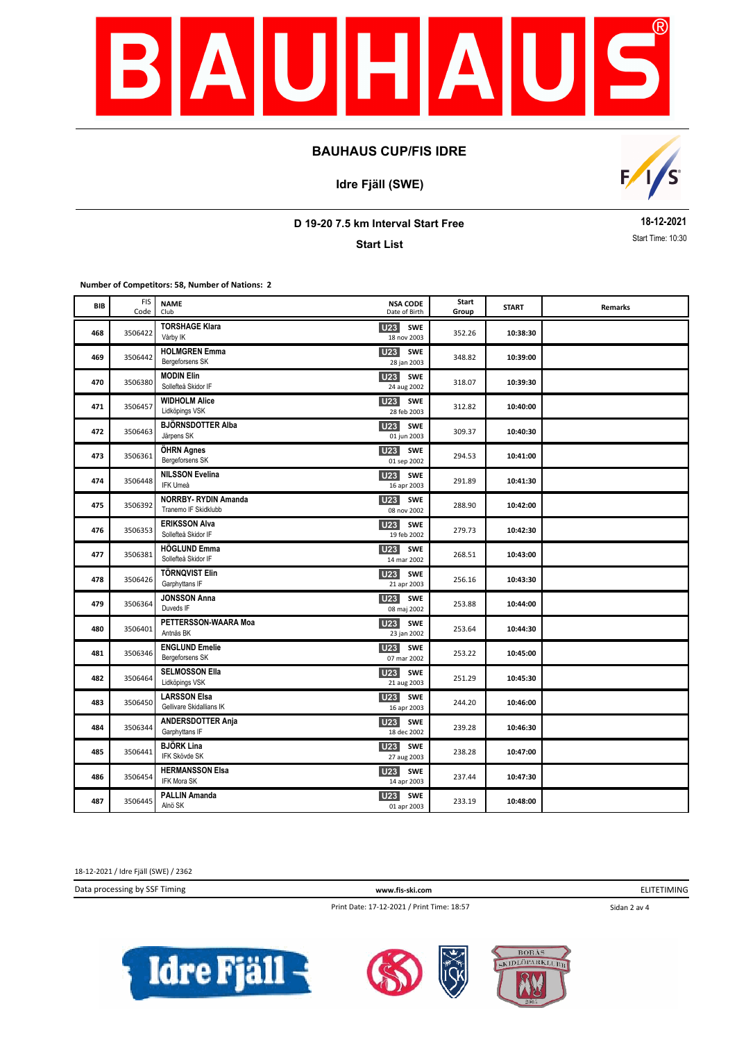# BAUHAUS CUP/FIS IDRE

## Idre Fjäll (SWE)

### D 19-20 7.5 km Interval Start Free

**Start List**

**18-12-2021**

Start Time: 10:30

**Number of Competitors: 58, Number of Nations: 2**

| BIB | FIS Code | NAME / Club | NSA CODE / Date of Birth | Start Group | START | Remarks |
|---|---|---|---|---|---|---|
| 468 | 3506422 | **TORSHAGE Klara** Vårby IK | U23 SWE 18 nov 2003 | 352.26 | 10:38:30 | |
| 469 | 3506442 | **HOLMGREN Emma** Bergeforsens SK | U23 SWE 28 jan 2003 | 348.82 | 10:39:00 | |
| 470 | 3506380 | **MODIN Elin** Sollefteå Skidor IF | U23 SWE 24 aug 2002 | 318.07 | 10:39:30 | |
| 471 | 3506457 | **WIDHOLM Alice** Lidköpings VSK | U23 SWE 28 feb 2003 | 312.82 | 10:40:00 | |
| 472 | 3506463 | **BJÖRNSDOTTER Alba** Järpens SK | U23 SWE 01 jun 2003 | 309.37 | 10:40:30 | |
| 473 | 3506361 | **ÖHRN Agnes** Bergeforsens SK | U23 SWE 01 sep 2002 | 294.53 | 10:41:00 | |
| 474 | 3506448 | **NILSSON Evelina** IFK Umeå | U23 SWE 16 apr 2003 | 291.89 | 10:41:30 | |
| 475 | 3506392 | **NORRBY- RYDIN Amanda** Tranemo IF Skidklubb | U23 SWE 08 nov 2002 | 288.90 | 10:42:00 | |
| 476 | 3506353 | **ERIKSSON Alva** Sollefteå Skidor IF | U23 SWE 19 feb 2002 | 279.73 | 10:42:30 | |
| 477 | 3506381 | **HÖGLUND Emma** Sollefteå Skidor IF | U23 SWE 14 mar 2002 | 268.51 | 10:43:00 | |
| 478 | 3506426 | **TÖRNQVIST Elin** Garphyttans IF | U23 SWE 21 apr 2003 | 256.16 | 10:43:30 | |
| 479 | 3506364 | **JONSSON Anna** Duveds IF | U23 SWE 08 maj 2002 | 253.88 | 10:44:00 | |
| 480 | 3506401 | **PETTERSSON-WAARA Moa** Antnäs BK | U23 SWE 23 jan 2002 | 253.64 | 10:44:30 | |
| 481 | 3506346 | **ENGLUND Emelie** Bergeforsens SK | U23 SWE 07 mar 2002 | 253.22 | 10:45:00 | |
| 482 | 3506464 | **SELMOSSON Ella** Lidköpings VSK | U23 SWE 21 aug 2003 | 251.29 | 10:45:30 | |
| 483 | 3506450 | **LARSSON Elsa** Gellivare Skidallians IK | U23 SWE 16 apr 2003 | 244.20 | 10:46:00 | |
| 484 | 3506344 | **ANDERSDOTTER Anja** Garphyttans IF | U23 SWE 18 dec 2002 | 239.28 | 10:46:30 | |
| 485 | 3506441 | **BJÖRK Lina** IFK Skövde SK | U23 SWE 27 aug 2003 | 238.28 | 10:47:00 | |
| 486 | 3506454 | **HERMANSSON Elsa** IFK Mora SK | U23 SWE 14 apr 2003 | 237.44 | 10:47:30 | |
| 487 | 3506445 | **PALLIN Amanda** Alnö SK | U23 SWE 01 apr 2003 | 233.19 | 10:48:00 | |

18-12-2021 / Idre Fjäll (SWE) / 2362

Data processing by SSF Timing | www.fis-ski.com | ELITETIMING

Print Date: 17-12-2021 / Print Time: 18:57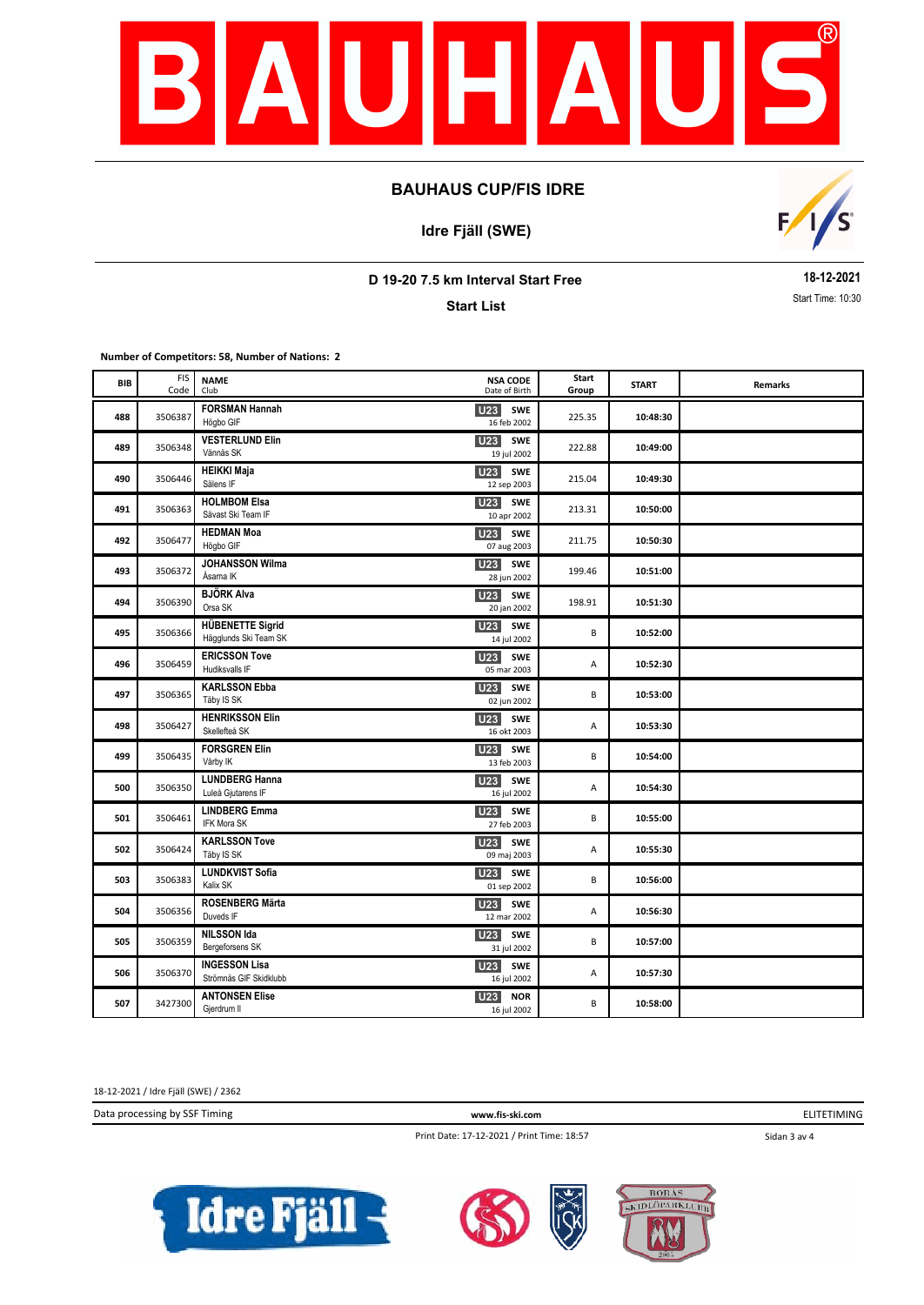# BAUHAUS CUP/FIS IDRE

## Idre Fjäll (SWE)

### D 19-20 7.5 km Interval Start Free

**18-12-2021**

**Start List**

Start Time: 10:30

**Number of Competitors: 58, Number of Nations: 2**

| BIB | FIS Code | NAME / Club | NSA CODE / Date of Birth | Start Group | START | Remarks |
|---|---|---|---|---|---|---|
| 488 | 3506387 | **FORSMAN Hannah** Högbo GIF | U23 SWE 16 feb 2002 | 225.35 | 10:48:30 | |
| 489 | 3506348 | **VESTERLUND Elin** Vännäs SK | U23 SWE 19 jul 2002 | 222.88 | 10:49:00 | |
| 490 | 3506446 | **HEIKKI Maja** Sälens IF | U23 SWE 12 sep 2003 | 215.04 | 10:49:30 | |
| 491 | 3506363 | **HOLMBOM Elsa** Sävast Ski Team IF | U23 SWE 10 apr 2002 | 213.31 | 10:50:00 | |
| 492 | 3506477 | **HEDMAN Moa** Högbo GIF | U23 SWE 07 aug 2003 | 211.75 | 10:50:30 | |
| 493 | 3506372 | **JOHANSSON Wilma** Åsarna IK | U23 SWE 28 jun 2002 | 199.46 | 10:51:00 | |
| 494 | 3506390 | **BJÖRK Alva** Orsa SK | U23 SWE 20 jan 2002 | 198.91 | 10:51:30 | |
| 495 | 3506366 | **HÜBENETTE Sigrid** Hägglunds Ski Team SK | U23 SWE 14 jul 2002 | B | 10:52:00 | |
| 496 | 3506459 | **ERICSSON Tove** Hudiksvalls IF | U23 SWE 05 mar 2003 | A | 10:52:30 | |
| 497 | 3506365 | **KARLSSON Ebba** Täby IS SK | U23 SWE 02 jun 2002 | B | 10:53:00 | |
| 498 | 3506427 | **HENRIKSSON Elin** Skellefteå SK | U23 SWE 16 okt 2003 | A | 10:53:30 | |
| 499 | 3506435 | **FORSGREN Elin** Vårby IK | U23 SWE 13 feb 2003 | B | 10:54:00 | |
| 500 | 3506350 | **LUNDBERG Hanna** Luleå Gjutarens IF | U23 SWE 16 jul 2002 | A | 10:54:30 | |
| 501 | 3506461 | **LINDBERG Emma** IFK Mora SK | U23 SWE 27 feb 2003 | B | 10:55:00 | |
| 502 | 3506424 | **KARLSSON Tove** Täby IS SK | U23 SWE 09 maj 2003 | A | 10:55:30 | |
| 503 | 3506383 | **LUNDKVIST Sofia** Kalix SK | U23 SWE 01 sep 2002 | B | 10:56:00 | |
| 504 | 3506356 | **ROSENBERG Märta** Duveds IF | U23 SWE 12 mar 2002 | A | 10:56:30 | |
| 505 | 3506359 | **NILSSON Ida** Bergeforsens SK | U23 SWE 31 jul 2002 | B | 10:57:00 | |
| 506 | 3506370 | **INGESSON Lisa** Strömnäs GIF Skidklubb | U23 SWE 16 jul 2002 | A | 10:57:30 | |
| 507 | 3427300 | **ANTONSEN Elise** Gjerdrum Il | U23 NOR 16 jul 2002 | B | 10:58:00 | |

18-12-2021 / Idre Fjäll (SWE) / 2362

Data processing by SSF Timing — www.fis-ski.com — ELITETIMING

Print Date: 17-12-2021 / Print Time: 18:57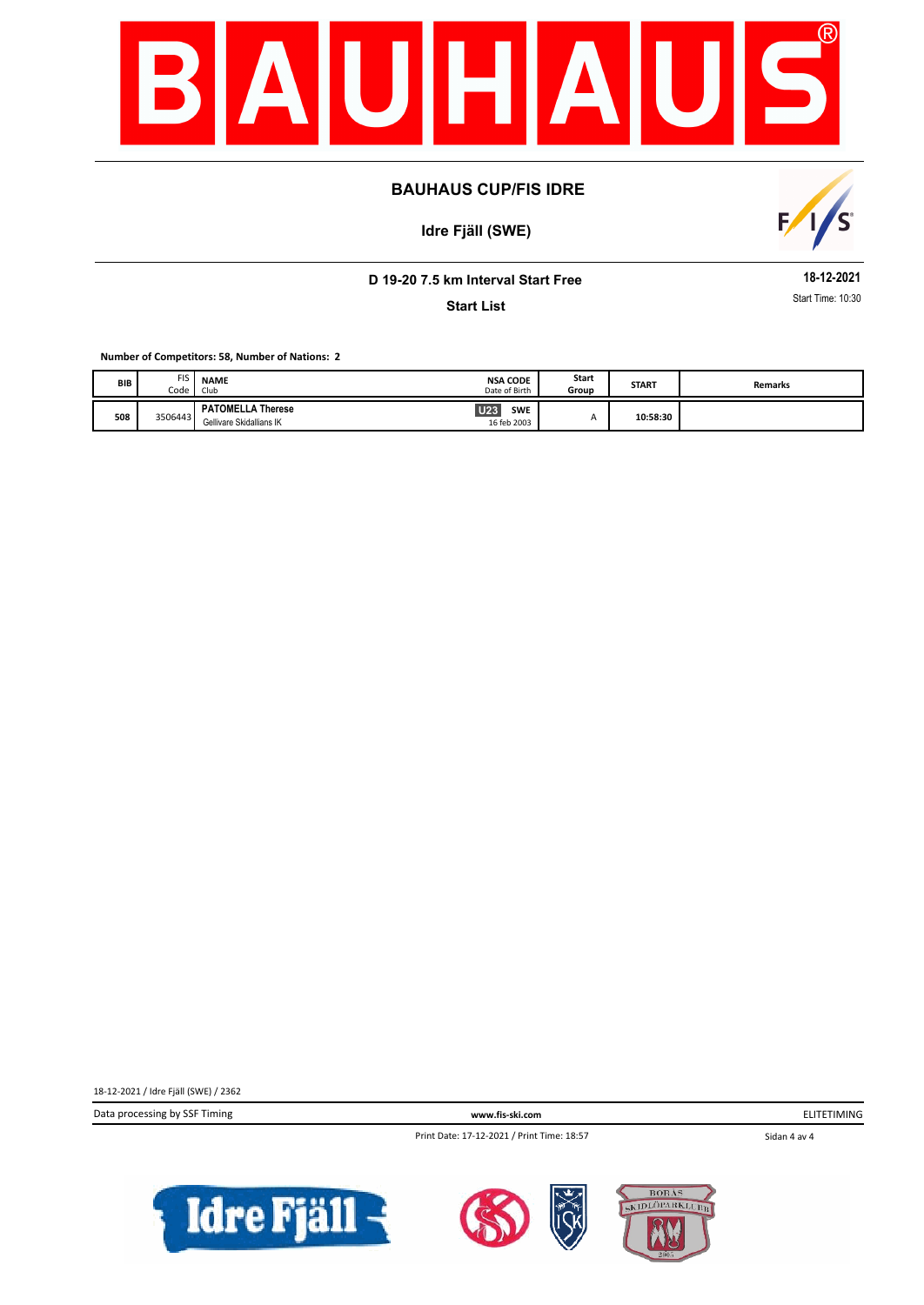# BAUHAUS CUP/FIS IDRE

## Idre Fjäll (SWE)

### D 19-20 7.5 km Interval Start Free

**Start List**

**18-12-2021**

Start Time: 10:30

**Number of Competitors: 58, Number of Nations: 2**

| BIB | FIS Code | NAME / Club | NSA CODE / Date of Birth | Start Group | START | Remarks |
|---|---|---|---|---|---|---|
| 508 | 3506443 | PATOMELLA Therese / Gellivare Skidallians IK | U23 SWE / 16 feb 2003 | A | 10:58:30 | |

18-12-2021 / Idre Fjäll (SWE) / 2362

Data processing by SSF Timing    www.fis-ski.com    ELITETIMING

Print Date: 17-12-2021 / Print Time: 18:57